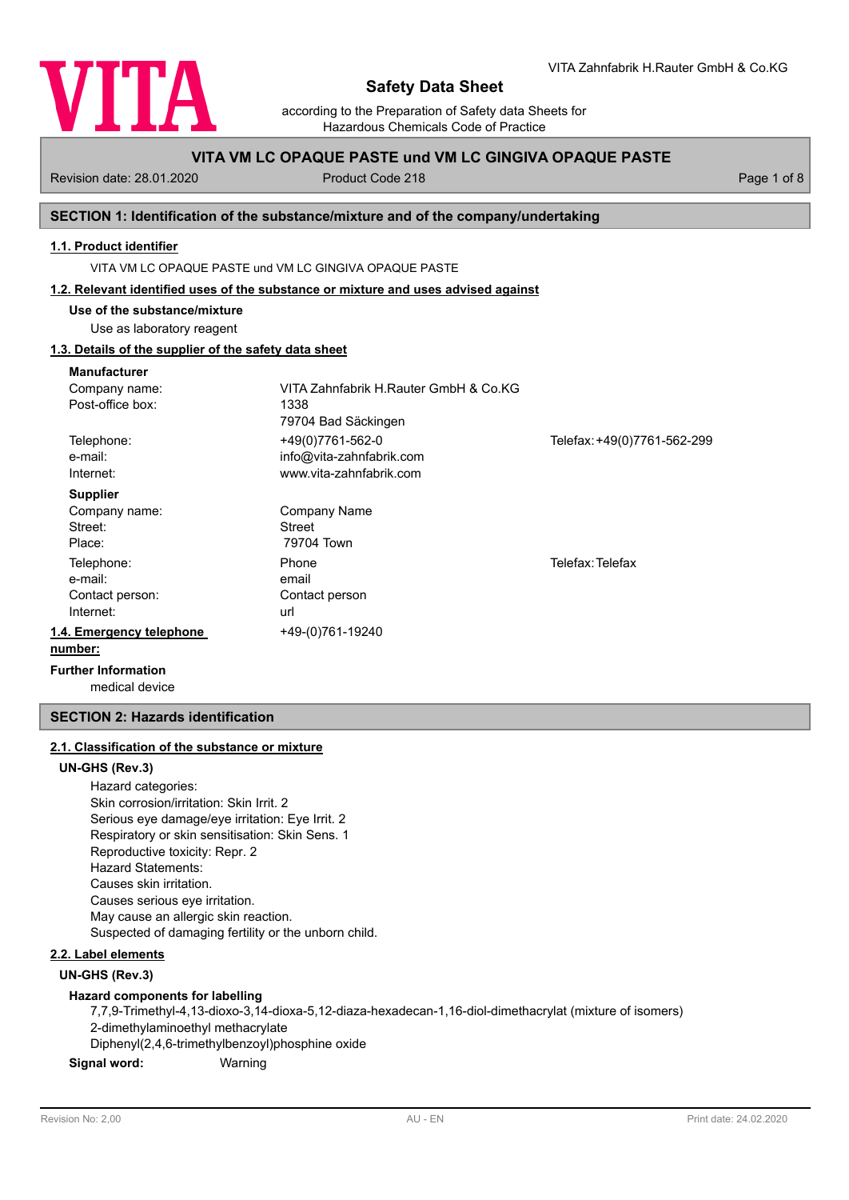# Safety Data Sheet

according to the Preparation of Safety data Sheets for Hazardous Chemicals Code of Practice

**VITA VM LC OPAQUE PASTE und VM LC GINGIVA OPAQUE PASTE**

Revision date: 28.01.2020 | Product Code 218

## SECTION 1: Identification of the substance/mixture and of the company/undertaking

### 1.1. Product identifier

VITA VM LC OPAQUE PASTE und VM LC GINGIVA OPAQUE PASTE

### 1.2. Relevant identified uses of the substance or mixture and uses advised against

**Use of the substance/mixture**

Use as laboratory reagent

### 1.3. Details of the supplier of the safety data sheet

**Manufacturer**

| | | |
|---|---|---|
| Company name: | VITA Zahnfabrik H.Rauter GmbH & Co.KG | |
| Post-office box: | 1338 | |
| | 79704 Bad Säckingen | |
| Telephone: | +49(0)7761-562-0 | Telefax: +49(0)7761-562-299 |
| e-mail: | info@vita-zahnfabrik.com | |
| Internet: | www.vita-zahnfabrik.com | |

**Supplier**

| | | |
|---|---|---|
| Company name: | Company Name | |
| Street: | Street | |
| Place: | 79704 Town | |
| Telephone: | Phone | Telefax: Telefax |
| e-mail: | email | |
| Contact person: | Contact person | |
| Internet: | url | |

**1.4. Emergency telephone number:** +49-(0)761-19240

**Further Information**

medical device

## SECTION 2: Hazards identification

### 2.1. Classification of the substance or mixture

**UN-GHS (Rev.3)**

Hazard categories:
Skin corrosion/irritation: Skin Irrit. 2
Serious eye damage/eye irritation: Eye Irrit. 2
Respiratory or skin sensitisation: Skin Sens. 1
Reproductive toxicity: Repr. 2
Hazard Statements:
Causes skin irritation.
Causes serious eye irritation.
May cause an allergic skin reaction.
Suspected of damaging fertility or the unborn child.

### 2.2. Label elements

**UN-GHS (Rev.3)**

**Hazard components for labelling**

7,7,9-Trimethyl-4,13-dioxo-3,14-dioxa-5,12-diaza-hexadecan-1,16-diol-dimethacrylat (mixture of isomers)
2-dimethylaminoethyl methacrylate
Diphenyl(2,4,6-trimethylbenzoyl)phosphine oxide

**Signal word:** Warning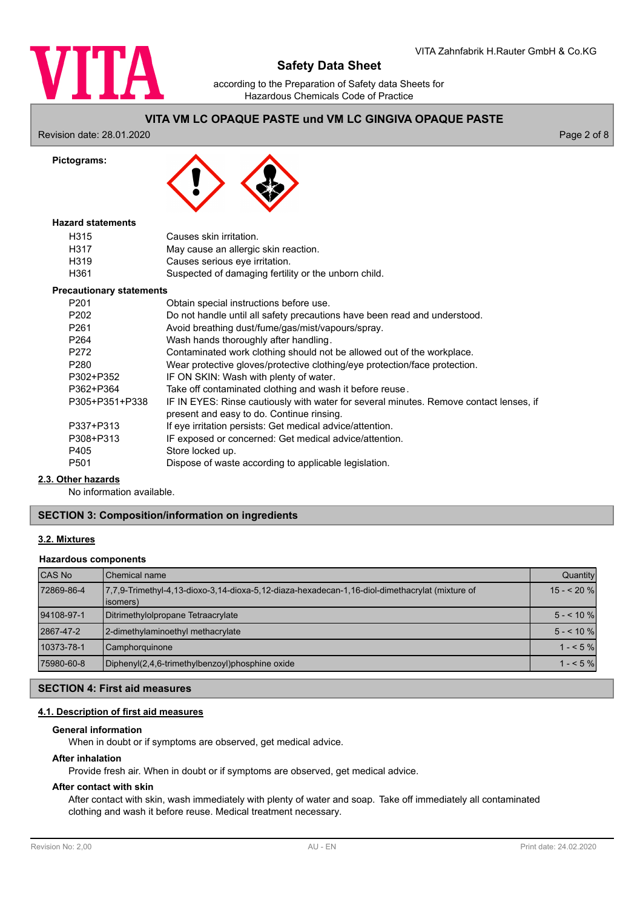**Pictograms:**

**Hazard statements**

| | |
|---|---|
| H315 | Causes skin irritation. |
| H317 | May cause an allergic skin reaction. |
| H319 | Causes serious eye irritation. |
| H361 | Suspected of damaging fertility or the unborn child. |

**Precautionary statements**

| | |
|---|---|
| P201 | Obtain special instructions before use. |
| P202 | Do not handle until all safety precautions have been read and understood. |
| P261 | Avoid breathing dust/fume/gas/mist/vapours/spray. |
| P264 | Wash hands thoroughly after handling. |
| P272 | Contaminated work clothing should not be allowed out of the workplace. |
| P280 | Wear protective gloves/protective clothing/eye protection/face protection. |
| P302+P352 | IF ON SKIN: Wash with plenty of water. |
| P362+P364 | Take off contaminated clothing and wash it before reuse. |
| P305+P351+P338 | IF IN EYES: Rinse cautiously with water for several minutes. Remove contact lenses, if present and easy to do. Continue rinsing. |
| P337+P313 | If eye irritation persists: Get medical advice/attention. |
| P308+P313 | IF exposed or concerned: Get medical advice/attention. |
| P405 | Store locked up. |
| P501 | Dispose of waste according to applicable legislation. |

### 2.3. Other hazards

No information available.

## SECTION 3: Composition/information on ingredients

### 3.2. Mixtures

**Hazardous components**

| CAS No | Chemical name | Quantity |
|---|---|---|
| 72869-86-4 | 7,7,9-Trimethyl-4,13-dioxo-3,14-dioxa-5,12-diaza-hexadecan-1,16-diol-dimethacrylat (mixture of isomers) | 15 - < 20 % |
| 94108-97-1 | Ditrimethylolpropane Tetraacrylate | 5 - < 10 % |
| 2867-47-2 | 2-dimethylaminoethyl methacrylate | 5 - < 10 % |
| 10373-78-1 | Camphorquinone | 1 - < 5 % |
| 75980-60-8 | Diphenyl(2,4,6-trimethylbenzoyl)phosphine oxide | 1 - < 5 % |

## SECTION 4: First aid measures

### 4.1. Description of first aid measures

**General information**

When in doubt or if symptoms are observed, get medical advice.

**After inhalation**

Provide fresh air. When in doubt or if symptoms are observed, get medical advice.

**After contact with skin**

After contact with skin, wash immediately with plenty of water and soap. Take off immediately all contaminated clothing and wash it before reuse. Medical treatment necessary.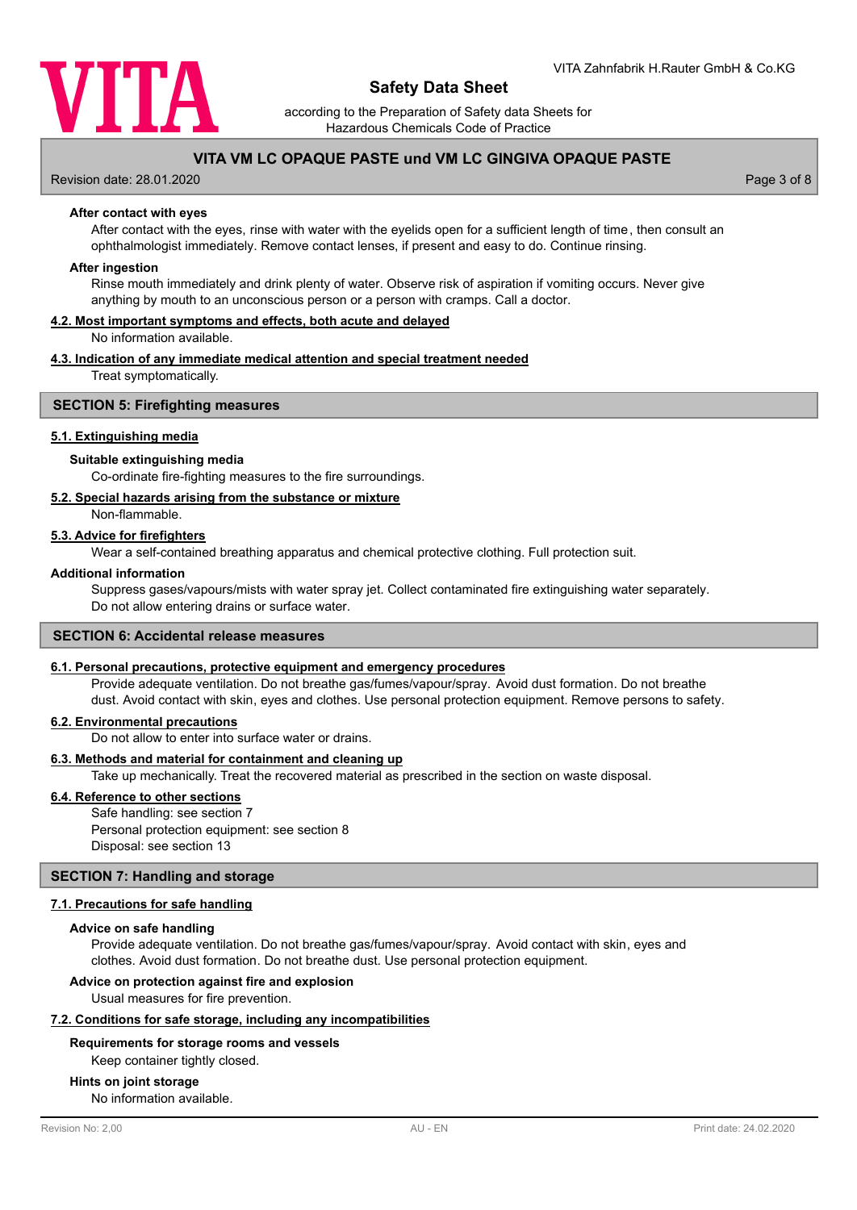**After contact with eyes**

After contact with the eyes, rinse with water with the eyelids open for a sufficient length of time, then consult an ophthalmologist immediately. Remove contact lenses, if present and easy to do. Continue rinsing.

**After ingestion**

Rinse mouth immediately and drink plenty of water. Observe risk of aspiration if vomiting occurs. Never give anything by mouth to an unconscious person or a person with cramps. Call a doctor.

### 4.2. Most important symptoms and effects, both acute and delayed

No information available.

### 4.3. Indication of any immediate medical attention and special treatment needed

Treat symptomatically.

## SECTION 5: Firefighting measures

### 5.1. Extinguishing media

**Suitable extinguishing media**

Co-ordinate fire-fighting measures to the fire surroundings.

### 5.2. Special hazards arising from the substance or mixture

Non-flammable.

### 5.3. Advice for firefighters

Wear a self-contained breathing apparatus and chemical protective clothing. Full protection suit.

**Additional information**

Suppress gases/vapours/mists with water spray jet. Collect contaminated fire extinguishing water separately. Do not allow entering drains or surface water.

## SECTION 6: Accidental release measures

### 6.1. Personal precautions, protective equipment and emergency procedures

Provide adequate ventilation. Do not breathe gas/fumes/vapour/spray. Avoid dust formation. Do not breathe dust. Avoid contact with skin, eyes and clothes. Use personal protection equipment. Remove persons to safety.

### 6.2. Environmental precautions

Do not allow to enter into surface water or drains.

### 6.3. Methods and material for containment and cleaning up

Take up mechanically. Treat the recovered material as prescribed in the section on waste disposal.

### 6.4. Reference to other sections

Safe handling: see section 7
Personal protection equipment: see section 8
Disposal: see section 13

## SECTION 7: Handling and storage

### 7.1. Precautions for safe handling

**Advice on safe handling**

Provide adequate ventilation. Do not breathe gas/fumes/vapour/spray. Avoid contact with skin, eyes and clothes. Avoid dust formation. Do not breathe dust. Use personal protection equipment.

**Advice on protection against fire and explosion**

Usual measures for fire prevention.

### 7.2. Conditions for safe storage, including any incompatibilities

**Requirements for storage rooms and vessels**

Keep container tightly closed.

**Hints on joint storage**

No information available.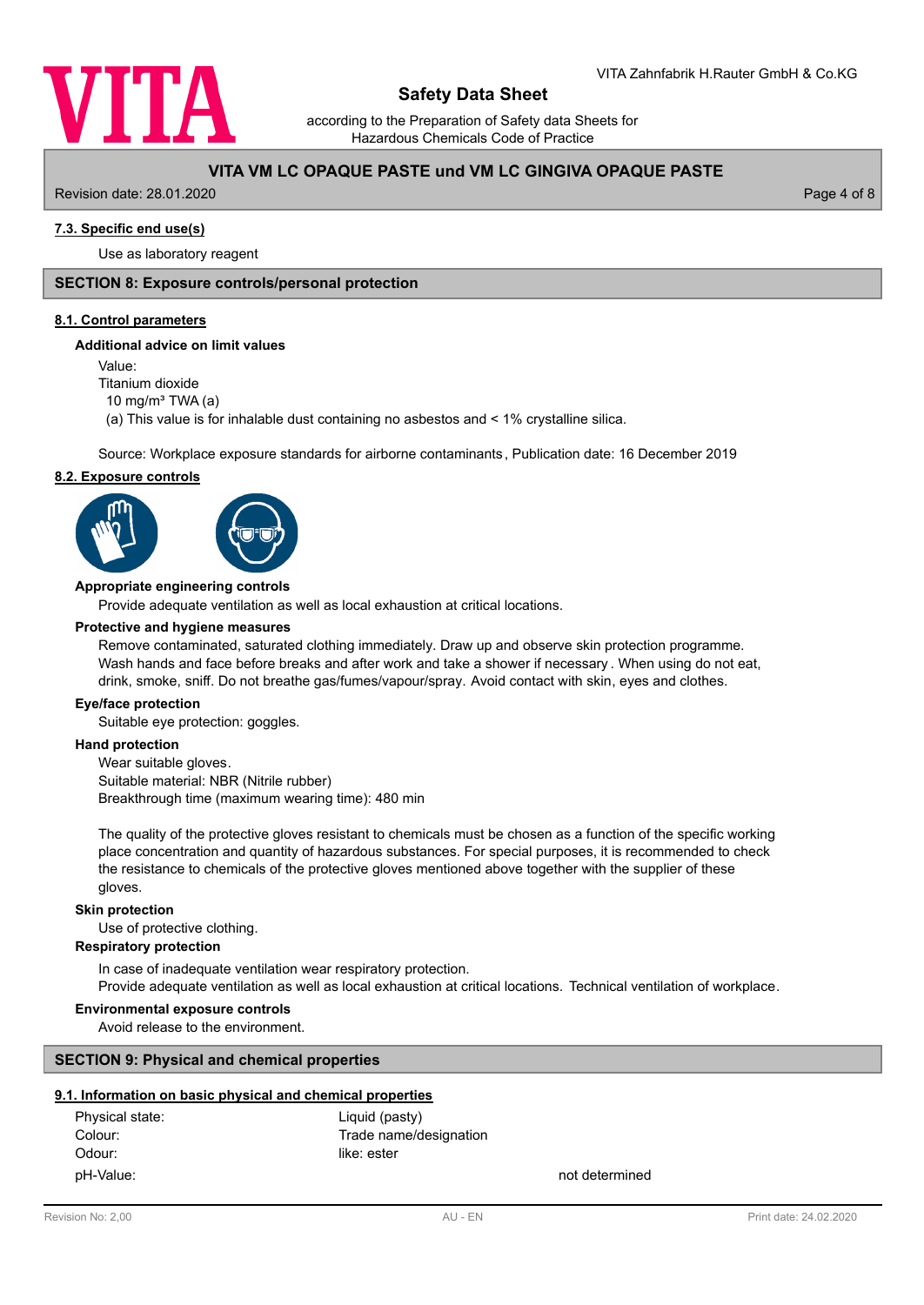### 7.3. Specific end use(s)

Use as laboratory reagent

## SECTION 8: Exposure controls/personal protection

### 8.1. Control parameters

**Additional advice on limit values**

Value:
Titanium dioxide
10 mg/m³ TWA (a)
(a) This value is for inhalable dust containing no asbestos and < 1% crystalline silica.

Source: Workplace exposure standards for airborne contaminants, Publication date: 16 December 2019

### 8.2. Exposure controls

**Appropriate engineering controls**

Provide adequate ventilation as well as local exhaustion at critical locations.

**Protective and hygiene measures**

Remove contaminated, saturated clothing immediately. Draw up and observe skin protection programme. Wash hands and face before breaks and after work and take a shower if necessary. When using do not eat, drink, smoke, sniff. Do not breathe gas/fumes/vapour/spray. Avoid contact with skin, eyes and clothes.

**Eye/face protection**

Suitable eye protection: goggles.

**Hand protection**

Wear suitable gloves.
Suitable material: NBR (Nitrile rubber)
Breakthrough time (maximum wearing time): 480 min

The quality of the protective gloves resistant to chemicals must be chosen as a function of the specific working place concentration and quantity of hazardous substances. For special purposes, it is recommended to check the resistance to chemicals of the protective gloves mentioned above together with the supplier of these gloves.

**Skin protection**

Use of protective clothing.

**Respiratory protection**

In case of inadequate ventilation wear respiratory protection.
Provide adequate ventilation as well as local exhaustion at critical locations. Technical ventilation of workplace.

**Environmental exposure controls**

Avoid release to the environment.

## SECTION 9: Physical and chemical properties

### 9.1. Information on basic physical and chemical properties

| | | |
|---|---|---|
| Physical state: | Liquid (pasty) | |
| Colour: | Trade name/designation | |
| Odour: | like: ester | |
| pH-Value: | | not determined |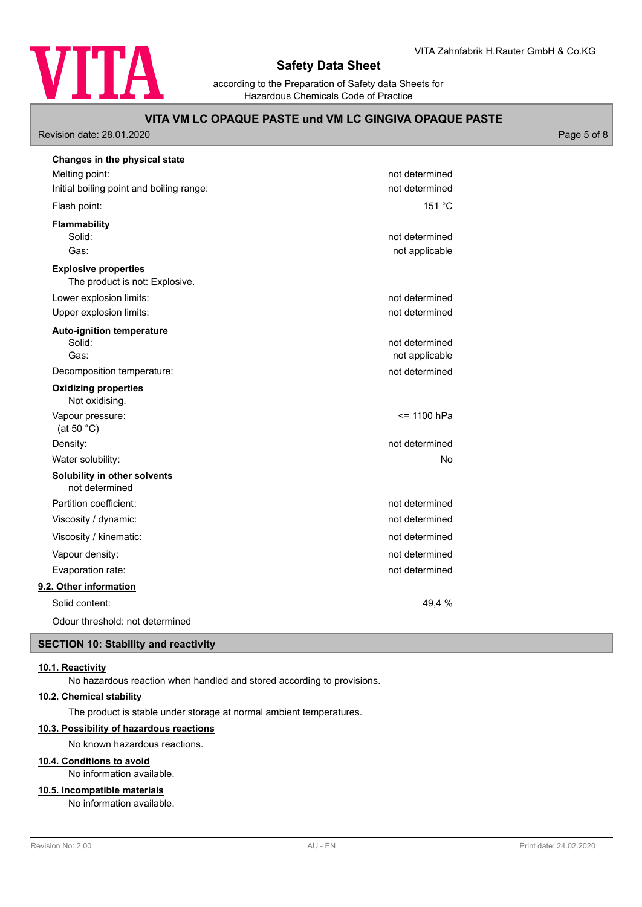**Changes in the physical state**

| | |
|---|---|
| Melting point: | not determined |
| Initial boiling point and boiling range: | not determined |
| Flash point: | 151 °C |

**Flammability**

| | |
|---|---|
| Solid: | not determined |
| Gas: | not applicable |

**Explosive properties**

The product is not: Explosive.

| | |
|---|---|
| Lower explosion limits: | not determined |
| Upper explosion limits: | not determined |

**Auto-ignition temperature**

| | |
|---|---|
| Solid: | not determined |
| Gas: | not applicable |
| Decomposition temperature: | not determined |

**Oxidizing properties**

Not oxidising.

| | |
|---|---|
| Vapour pressure: (at 50 °C) | <= 1100 hPa |
| Density: | not determined |
| Water solubility: | No |

**Solubility in other solvents**

not determined

| | |
|---|---|
| Partition coefficient: | not determined |
| Viscosity / dynamic: | not determined |
| Viscosity / kinematic: | not determined |
| Vapour density: | not determined |
| Evaporation rate: | not determined |

### 9.2. Other information

| | |
|---|---|
| Solid content: | 49,4 % |

Odour threshold: not determined

## SECTION 10: Stability and reactivity

### 10.1. Reactivity

No hazardous reaction when handled and stored according to provisions.

### 10.2. Chemical stability

The product is stable under storage at normal ambient temperatures.

### 10.3. Possibility of hazardous reactions

No known hazardous reactions.

### 10.4. Conditions to avoid

No information available.

### 10.5. Incompatible materials

No information available.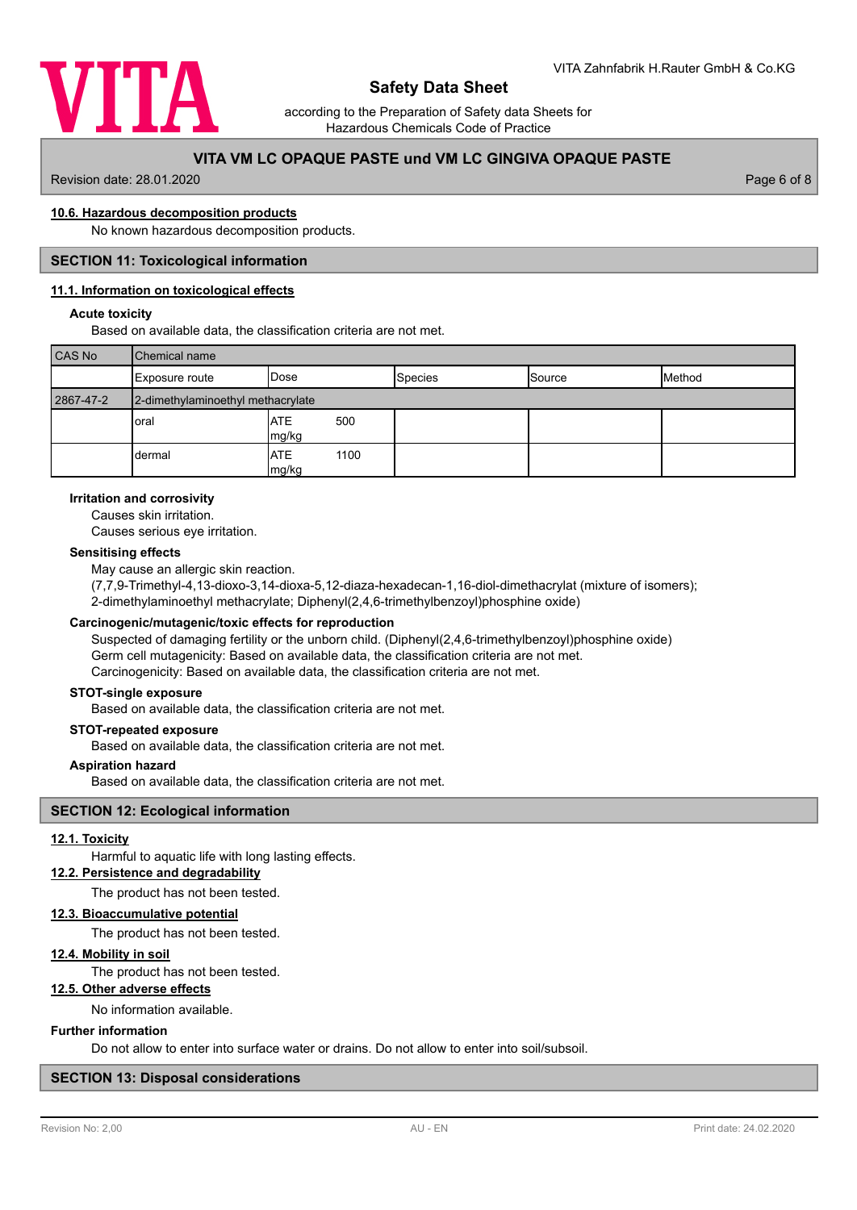#### 10.6. Hazardous decomposition products

No known hazardous decomposition products.

## SECTION 11: Toxicological information

### 11.1. Information on toxicological effects

**Acute toxicity**

Based on available data, the classification criteria are not met.

| CAS No | Chemical name | | | | |
|---|---|---|---|---|---|
| | Exposure route | Dose | Species | Source | Method |
| 2867-47-2 | 2-dimethylaminoethyl methacrylate | | | | |
| | oral | ATE 500 mg/kg | | | |
| | dermal | ATE 1100 mg/kg | | | |

**Irritation and corrosivity**

Causes skin irritation.
Causes serious eye irritation.

**Sensitising effects**

May cause an allergic skin reaction.
(7,7,9-Trimethyl-4,13-dioxo-3,14-dioxa-5,12-diaza-hexadecan-1,16-diol-dimethacrylat (mixture of isomers); 2-dimethylaminoethyl methacrylate; Diphenyl(2,4,6-trimethylbenzoyl)phosphine oxide)

**Carcinogenic/mutagenic/toxic effects for reproduction**

Suspected of damaging fertility or the unborn child. (Diphenyl(2,4,6-trimethylbenzoyl)phosphine oxide)
Germ cell mutagenicity: Based on available data, the classification criteria are not met.
Carcinogenicity: Based on available data, the classification criteria are not met.

**STOT-single exposure**

Based on available data, the classification criteria are not met.

**STOT-repeated exposure**

Based on available data, the classification criteria are not met.

**Aspiration hazard**

Based on available data, the classification criteria are not met.

## SECTION 12: Ecological information

### 12.1. Toxicity

Harmful to aquatic life with long lasting effects.

### 12.2. Persistence and degradability

The product has not been tested.

### 12.3. Bioaccumulative potential

The product has not been tested.

### 12.4. Mobility in soil

The product has not been tested.

### 12.5. Other adverse effects

No information available.

**Further information**

Do not allow to enter into surface water or drains. Do not allow to enter into soil/subsoil.

## SECTION 13: Disposal considerations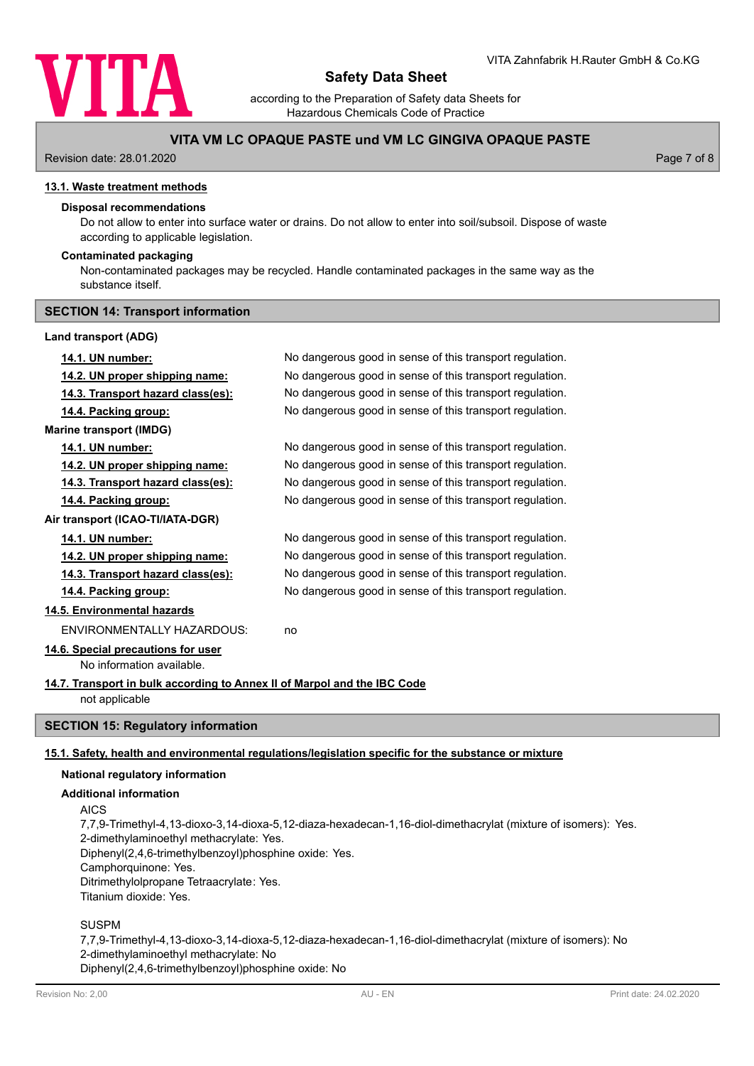### 13.1. Waste treatment methods

**Disposal recommendations**

Do not allow to enter into surface water or drains. Do not allow to enter into soil/subsoil. Dispose of waste according to applicable legislation.

**Contaminated packaging**

Non-contaminated packages may be recycled. Handle contaminated packages in the same way as the substance itself.

## SECTION 14: Transport information

**Land transport (ADG)**

| | |
|---|---|
| **14.1. UN number:** | No dangerous good in sense of this transport regulation. |
| **14.2. UN proper shipping name:** | No dangerous good in sense of this transport regulation. |
| **14.3. Transport hazard class(es):** | No dangerous good in sense of this transport regulation. |
| **14.4. Packing group:** | No dangerous good in sense of this transport regulation. |

**Marine transport (IMDG)**

| | |
|---|---|
| **14.1. UN number:** | No dangerous good in sense of this transport regulation. |
| **14.2. UN proper shipping name:** | No dangerous good in sense of this transport regulation. |
| **14.3. Transport hazard class(es):** | No dangerous good in sense of this transport regulation. |
| **14.4. Packing group:** | No dangerous good in sense of this transport regulation. |

**Air transport (ICAO-TI/IATA-DGR)**

| | |
|---|---|
| **14.1. UN number:** | No dangerous good in sense of this transport regulation. |
| **14.2. UN proper shipping name:** | No dangerous good in sense of this transport regulation. |
| **14.3. Transport hazard class(es):** | No dangerous good in sense of this transport regulation. |
| **14.4. Packing group:** | No dangerous good in sense of this transport regulation. |

### 14.5. Environmental hazards

ENVIRONMENTALLY HAZARDOUS: no

### 14.6. Special precautions for user

No information available.

### 14.7. Transport in bulk according to Annex II of Marpol and the IBC Code

not applicable

## SECTION 15: Regulatory information

### 15.1. Safety, health and environmental regulations/legislation specific for the substance or mixture

**National regulatory information**

**Additional information**

AICS
7,7,9-Trimethyl-4,13-dioxo-3,14-dioxa-5,12-diaza-hexadecan-1,16-diol-dimethacrylat (mixture of isomers): Yes.
2-dimethylaminoethyl methacrylate: Yes.
Diphenyl(2,4,6-trimethylbenzoyl)phosphine oxide: Yes.
Camphorquinone: Yes.
Ditrimethylolpropane Tetraacrylate: Yes.
Titanium dioxide: Yes.

SUSPM
7,7,9-Trimethyl-4,13-dioxo-3,14-dioxa-5,12-diaza-hexadecan-1,16-diol-dimethacrylat (mixture of isomers): No
2-dimethylaminoethyl methacrylate: No
Diphenyl(2,4,6-trimethylbenzoyl)phosphine oxide: No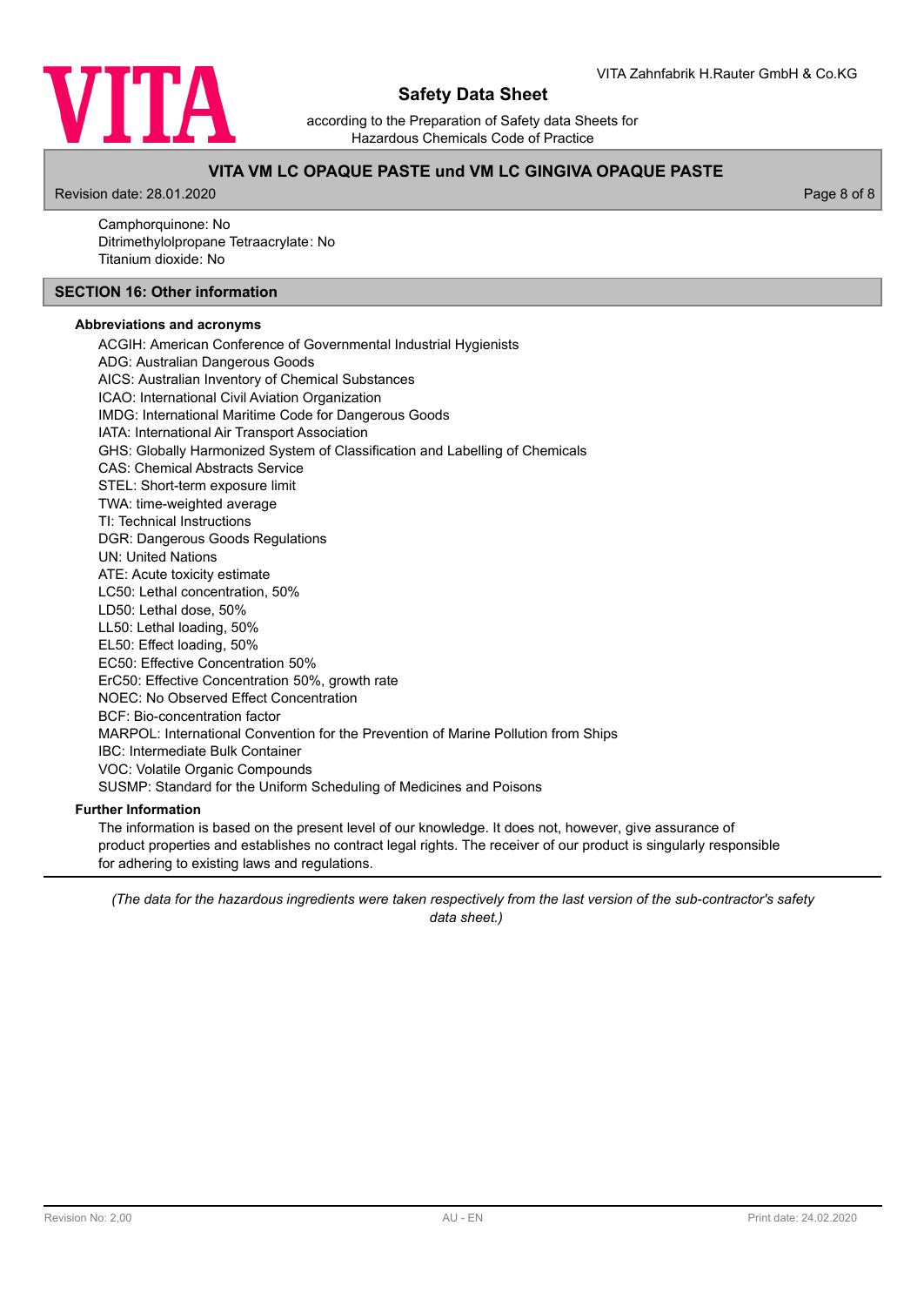Camphorquinone: No
Ditrimethylolpropane Tetraacrylate: No
Titanium dioxide: No

## SECTION 16: Other information

### Abbreviations and acronyms

ACGIH: American Conference of Governmental Industrial Hygienists
ADG: Australian Dangerous Goods
AICS: Australian Inventory of Chemical Substances
ICAO: International Civil Aviation Organization
IMDG: International Maritime Code for Dangerous Goods
IATA: International Air Transport Association
GHS: Globally Harmonized System of Classification and Labelling of Chemicals
CAS: Chemical Abstracts Service
STEL: Short-term exposure limit
TWA: time-weighted average
TI: Technical Instructions
DGR: Dangerous Goods Regulations
UN: United Nations
ATE: Acute toxicity estimate
LC50: Lethal concentration, 50%
LD50: Lethal dose, 50%
LL50: Lethal loading, 50%
EL50: Effect loading, 50%
EC50: Effective Concentration 50%
ErC50: Effective Concentration 50%, growth rate
NOEC: No Observed Effect Concentration
BCF: Bio-concentration factor
MARPOL: International Convention for the Prevention of Marine Pollution from Ships
IBC: Intermediate Bulk Container
VOC: Volatile Organic Compounds
SUSMP: Standard for the Uniform Scheduling of Medicines and Poisons

### Further Information

The information is based on the present level of our knowledge. It does not, however, give assurance of product properties and establishes no contract legal rights. The receiver of our product is singularly responsible for adhering to existing laws and regulations.

---

*(The data for the hazardous ingredients were taken respectively from the last version of the sub-contractor's safety data sheet.)*